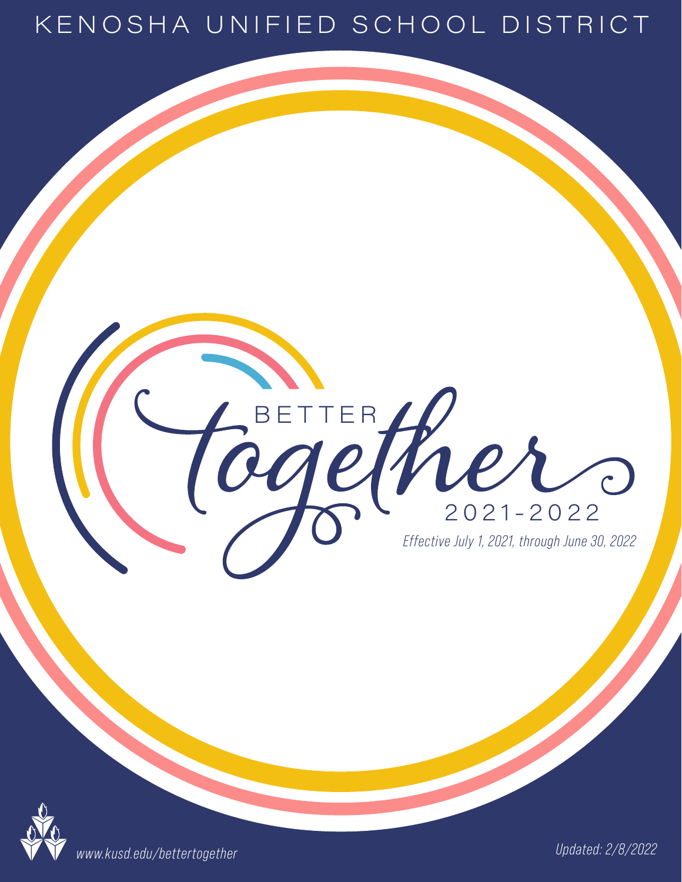# KENOSHA UNIFIED SCHOOL DISTRICT

## BETTER together

### 2021-2022

*Effective July 1, 2021, through June 30, 2022*

*www.kusd.edu/bettertogether*

*Updated: 2/8/2022*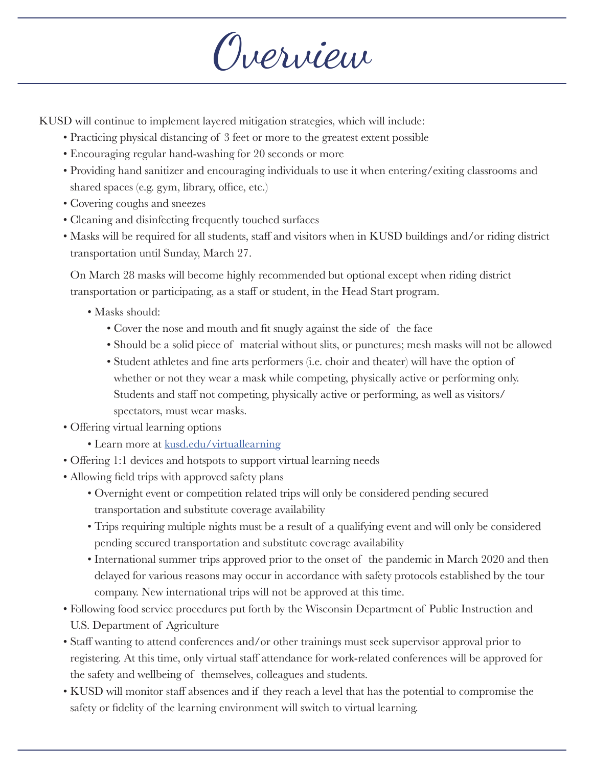# Overview

KUSD will continue to implement layered mitigation strategies, which will include:

- Practicing physical distancing of 3 feet or more to the greatest extent possible
- Encouraging regular hand-washing for 20 seconds or more
- Providing hand sanitizer and encouraging individuals to use it when entering/exiting classrooms and shared spaces (e.g. gym, library, office, etc.)
- Covering coughs and sneezes
- Cleaning and disinfecting frequently touched surfaces
- Masks will be required for all students, staff and visitors when in KUSD buildings and/or riding district transportation until Sunday, March 27.

  On March 28 masks will become highly recommended but optional except when riding district transportation or participating, as a staff or student, in the Head Start program.

  - Masks should:
    - Cover the nose and mouth and fit snugly against the side of the face
    - Should be a solid piece of material without slits, or punctures; mesh masks will not be allowed
    - Student athletes and fine arts performers (i.e. choir and theater) will have the option of whether or not they wear a mask while competing, physically active or performing only. Students and staff not competing, physically active or performing, as well as visitors/spectators, must wear masks.
- Offering virtual learning options
  - Learn more at [kusd.edu/virtuallearning](kusd.edu/virtuallearning)
- Offering 1:1 devices and hotspots to support virtual learning needs
- Allowing field trips with approved safety plans
  - Overnight event or competition related trips will only be considered pending secured transportation and substitute coverage availability
  - Trips requiring multiple nights must be a result of a qualifying event and will only be considered pending secured transportation and substitute coverage availability
  - International summer trips approved prior to the onset of the pandemic in March 2020 and then delayed for various reasons may occur in accordance with safety protocols established by the tour company. New international trips will not be approved at this time.
- Following food service procedures put forth by the Wisconsin Department of Public Instruction and U.S. Department of Agriculture
- Staff wanting to attend conferences and/or other trainings must seek supervisor approval prior to registering. At this time, only virtual staff attendance for work-related conferences will be approved for the safety and wellbeing of themselves, colleagues and students.
- KUSD will monitor staff absences and if they reach a level that has the potential to compromise the safety or fidelity of the learning environment will switch to virtual learning.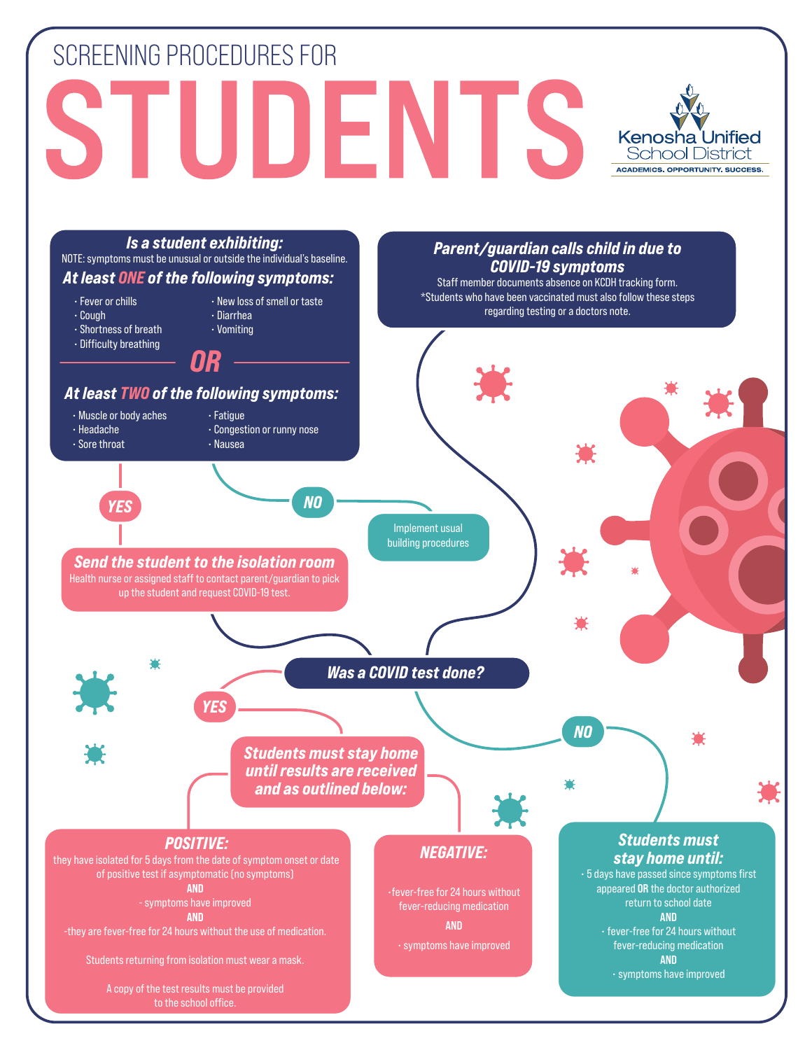# SCREENING PROCEDURES FOR STUDENTS

Kenosha Unified School District
ACADEMICS. OPPORTUNITY. SUCCESS.

## *Is a student exhibiting:*

NOTE: symptoms must be unusual or outside the individual's baseline.

### *At least ONE of the following symptoms:*

- Fever or chills
- Cough
- Shortness of breath
- Difficulty breathing
- New loss of smell or taste
- Diarrhea
- Vomiting

**OR**

### *At least TWO of the following symptoms:*

- Muscle or body aches
- Headache
- Sore throat
- Fatigue
- Congestion or runny nose
- Nausea

**YES** → ***Send the student to the isolation room***

Health nurse or assigned staff to contact parent/guardian to pick up the student and request COVID-19 test.

**NO** → Implement usual building procedures

## *Parent/guardian calls child in due to COVID-19 symptoms*

Staff member documents absence on KCDH tracking form.
*Students who have been vaccinated must also follow these steps regarding testing or a doctors note.

## *Was a COVID test done?*

**YES** → ***Students must stay home until results are received and as outlined below:***

### *POSITIVE:*

they have isolated for 5 days from the date of symptom onset or date of positive test if asymptomatic (no symptoms)

**AND**

- symptoms have improved

**AND**

-they are fever-free for 24 hours without the use of medication.

Students returning from isolation must wear a mask.

A copy of the test results must be provided to the school office.

### *NEGATIVE:*

- fever-free for 24 hours without fever-reducing medication

**AND**

- symptoms have improved

**NO** → ***Students must stay home until:***

- 5 days have passed since symptoms first appeared **OR** the doctor authorized return to school date

**AND**

- fever-free for 24 hours without fever-reducing medication

**AND**

- symptoms have improved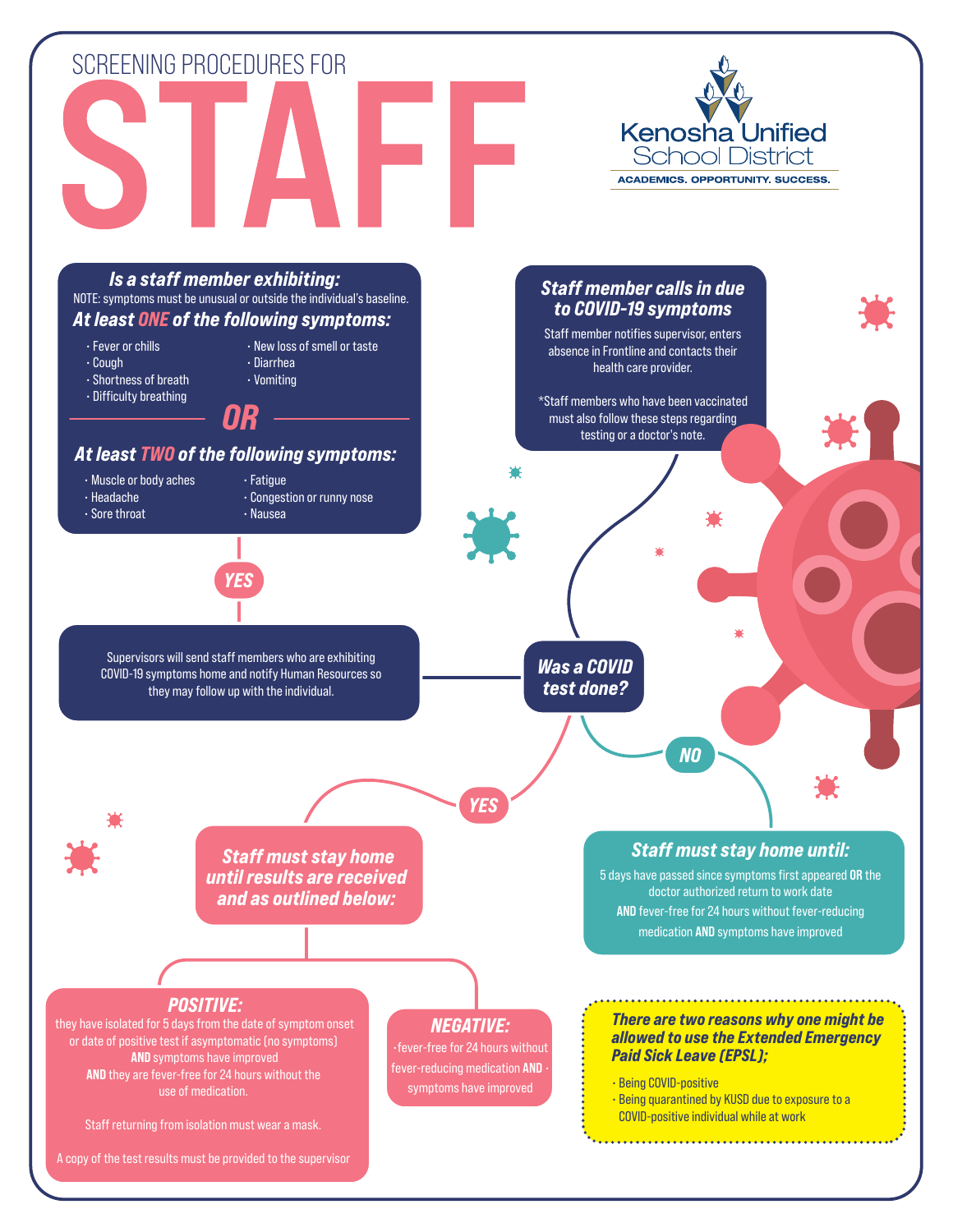# SCREENING PROCEDURES FOR STAFF

Kenosha Unified School District

ACADEMICS. OPPORTUNITY. SUCCESS.

### *Is a staff member exhibiting:*

NOTE: symptoms must be unusual or outside the individual's baseline.

### *At least ONE of the following symptoms:*

- Fever or chills
- Cough
- Shortness of breath
- Difficulty breathing
- New loss of smell or taste
- Diarrhea
- Vomiting

***OR***

### *At least TWO of the following symptoms:*

- Muscle or body aches
- Headache
- Sore throat
- Fatigue
- Congestion or runny nose
- Nausea

***YES***

Supervisors will send staff members who are exhibiting COVID-19 symptoms home and notify Human Resources so they may follow up with the individual.

### *Staff member calls in due to COVID-19 symptoms*

Staff member notifies supervisor, enters absence in Frontline and contacts their health care provider.

*Staff members who have been vaccinated must also follow these steps regarding testing or a doctor's note.

### *Was a COVID test done?*

***YES***

### *Staff must stay home until results are received and as outlined below:*

#### *POSITIVE:*

they have isolated for 5 days from the date of symptom onset or date of positive test if asymptomatic (no symptoms) **AND** symptoms have improved **AND** they are fever-free for 24 hours without the use of medication.

Staff returning from isolation must wear a mask.

A copy of the test results must be provided to the supervisor

#### *NEGATIVE:*

- fever-free for 24 hours without fever-reducing medication **AND** - symptoms have improved

***NO***

### *Staff must stay home until:*

5 days have passed since symptoms first appeared **OR** the doctor authorized return to work date

**AND** fever-free for 24 hours without fever-reducing medication **AND** symptoms have improved

### *There are two reasons why one might be allowed to use the Extended Emergency Paid Sick Leave (EPSL);*

- Being COVID-positive
- Being quarantined by KUSD due to exposure to a COVID-positive individual while at work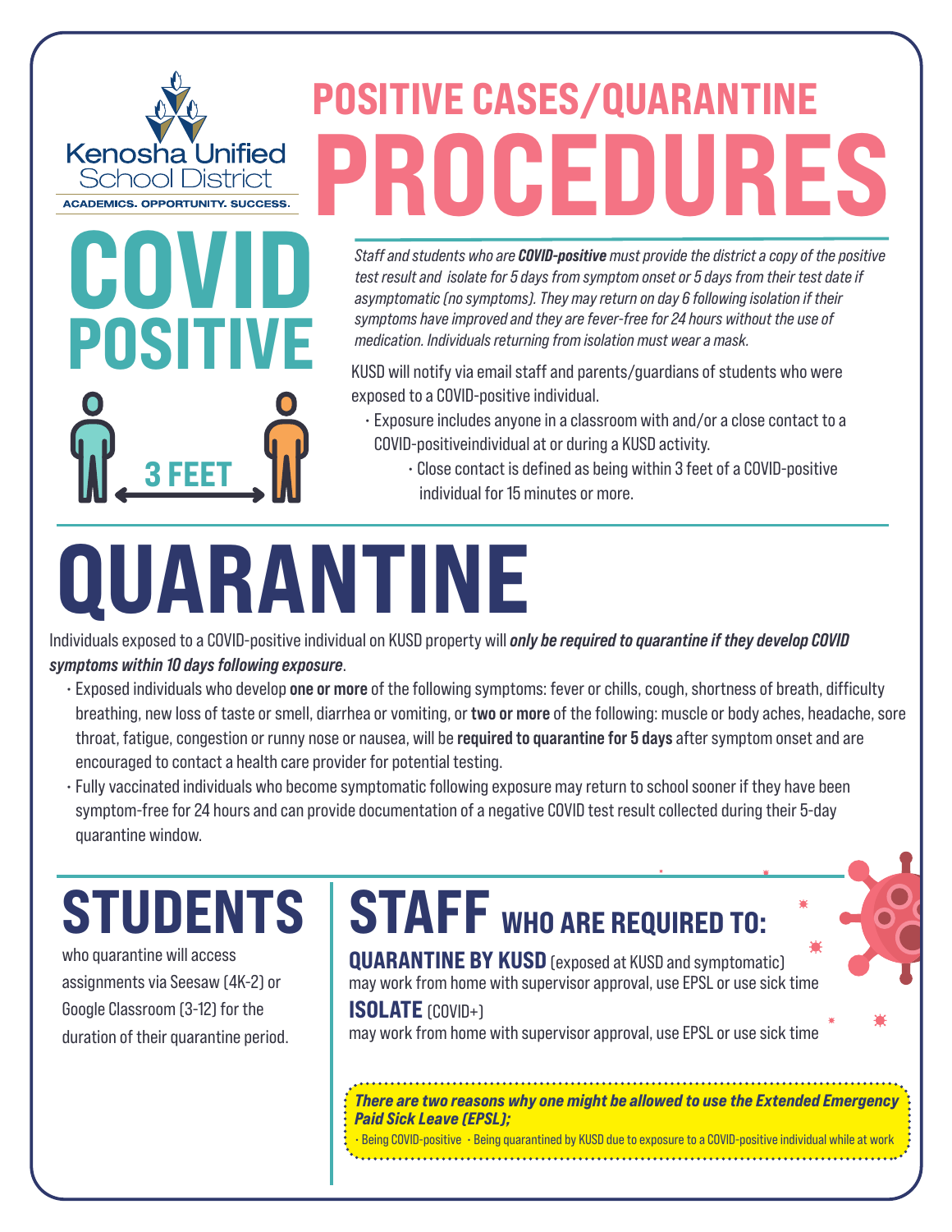Kenosha Unified School District

ACADEMICS. OPPORTUNITY. SUCCESS.

# POSITIVE CASES/QUARANTINE PROCEDURES

## COVID POSITIVE

3 FEET

*Staff and students who are **COVID-positive** must provide the district a copy of the positive test result and isolate for 5 days from symptom onset or 5 days from their test date if asymptomatic (no symptoms). They may return on day 6 following isolation if their symptoms have improved and they are fever-free for 24 hours without the use of medication. Individuals returning from isolation must wear a mask.*

KUSD will notify via email staff and parents/guardians of students who were exposed to a COVID-positive individual.

- Exposure includes anyone in a classroom with and/or a close contact to a COVID-positiveindividual at or during a KUSD activity.
  - Close contact is defined as being within 3 feet of a COVID-positive individual for 15 minutes or more.

## QUARANTINE

Individuals exposed to a COVID-positive individual on KUSD property will ***only be required to quarantine if they develop COVID symptoms within 10 days following exposure***.

- Exposed individuals who develop **one or more** of the following symptoms: fever or chills, cough, shortness of breath, difficulty breathing, new loss of taste or smell, diarrhea or vomiting, or **two or more** of the following: muscle or body aches, headache, sore throat, fatigue, congestion or runny nose or nausea, will be **required to quarantine for 5 days** after symptom onset and are encouraged to contact a health care provider for potential testing.
- Fully vaccinated individuals who become symptomatic following exposure may return to school sooner if they have been symptom-free for 24 hours and can provide documentation of a negative COVID test result collected during their 5-day quarantine window.

## STUDENTS

who quarantine will access assignments via Seesaw (4K-2) or Google Classroom (3-12) for the duration of their quarantine period.

## STAFF WHO ARE REQUIRED TO:

**QUARANTINE BY KUSD** (exposed at KUSD and symptomatic)
may work from home with supervisor approval, use EPSL or use sick time

**ISOLATE** (COVID+)
may work from home with supervisor approval, use EPSL or use sick time

***There are two reasons why one might be allowed to use the Extended Emergency Paid Sick Leave (EPSL);***

- Being COVID-positive
- Being quarantined by KUSD due to exposure to a COVID-positive individual while at work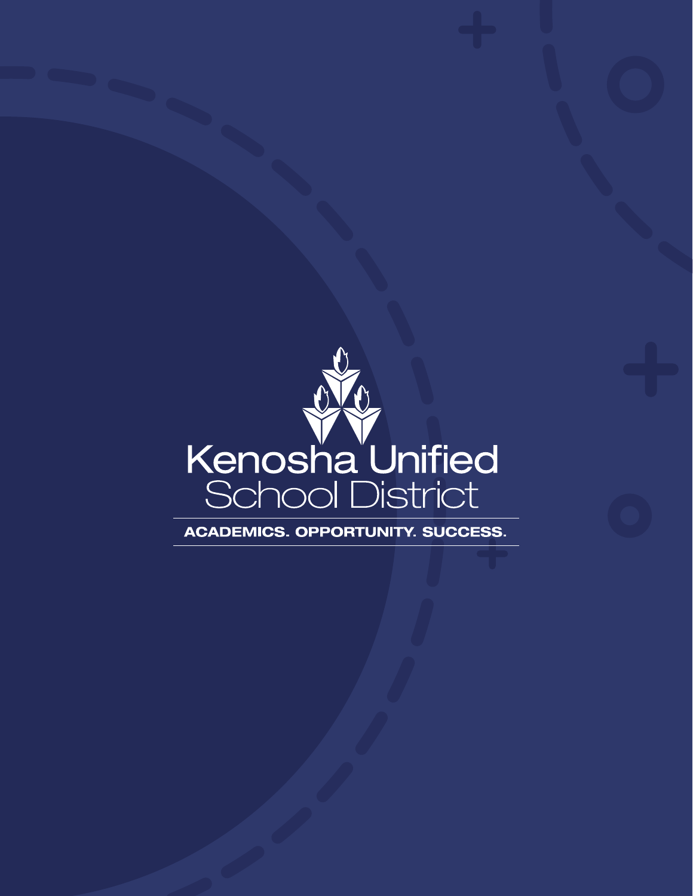Kenosha Unified
School District

ACADEMICS. OPPORTUNITY. SUCCESS.